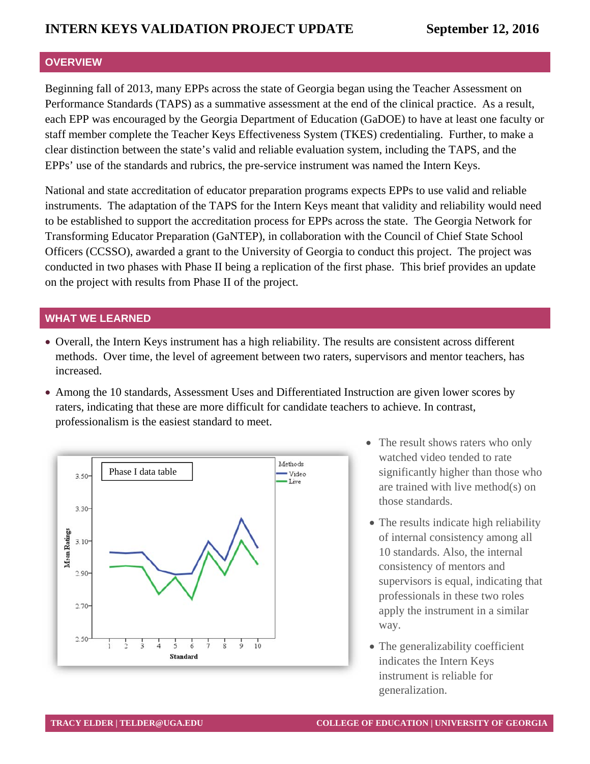# INTERN KEYS VALIDATION PROJECT UPDATE

**September 12, 2016**

## OVERVIEW

Beginning fall of 2013, many EPPs across the state of Georgia began using the Teacher Assessment on Performance Standards (TAPS) as a summative assessment at the end of the clinical practice. As a result, each EPP was encouraged by the Georgia Department of Education (GaDOE) to have at least one faculty or staff member complete the Teacher Keys Effectiveness System (TKES) credentialing. Further, to make a clear distinction between the state's valid and reliable evaluation system, including the TAPS, and the EPPs' use of the standards and rubrics, the pre-service instrument was named the Intern Keys.

National and state accreditation of educator preparation programs expects EPPs to use valid and reliable instruments. The adaptation of the TAPS for the Intern Keys meant that validity and reliability would need to be established to support the accreditation process for EPPs across the state. The Georgia Network for Transforming Educator Preparation (GaNTEP), in collaboration with the Council of Chief State School Officers (CCSSO), awarded a grant to the University of Georgia to conduct this project. The project was conducted in two phases with Phase II being a replication of the first phase. This brief provides an update on the project with results from Phase II of the project.

## WHAT WE LEARNED

- Overall, the Intern Keys instrument has a high reliability. The results are consistent across different methods. Over time, the level of agreement between two raters, supervisors and mentor teachers, has increased.
- Among the 10 standards, Assessment Uses and Differentiated Instruction are given lower scores by raters, indicating that these are more difficult for candidate teachers to achieve. In contrast, professionalism is the easiest standard to meet.

Phase I data table

- The result shows raters who only watched video tended to rate significantly higher than those who are trained with live method(s) on those standards.
- The results indicate high reliability of internal consistency among all 10 standards. Also, the internal consistency of mentors and supervisors is equal, indicating that professionals in these two roles apply the instrument in a similar way.
- The generalizability coefficient indicates the Intern Keys instrument is reliable for generalization.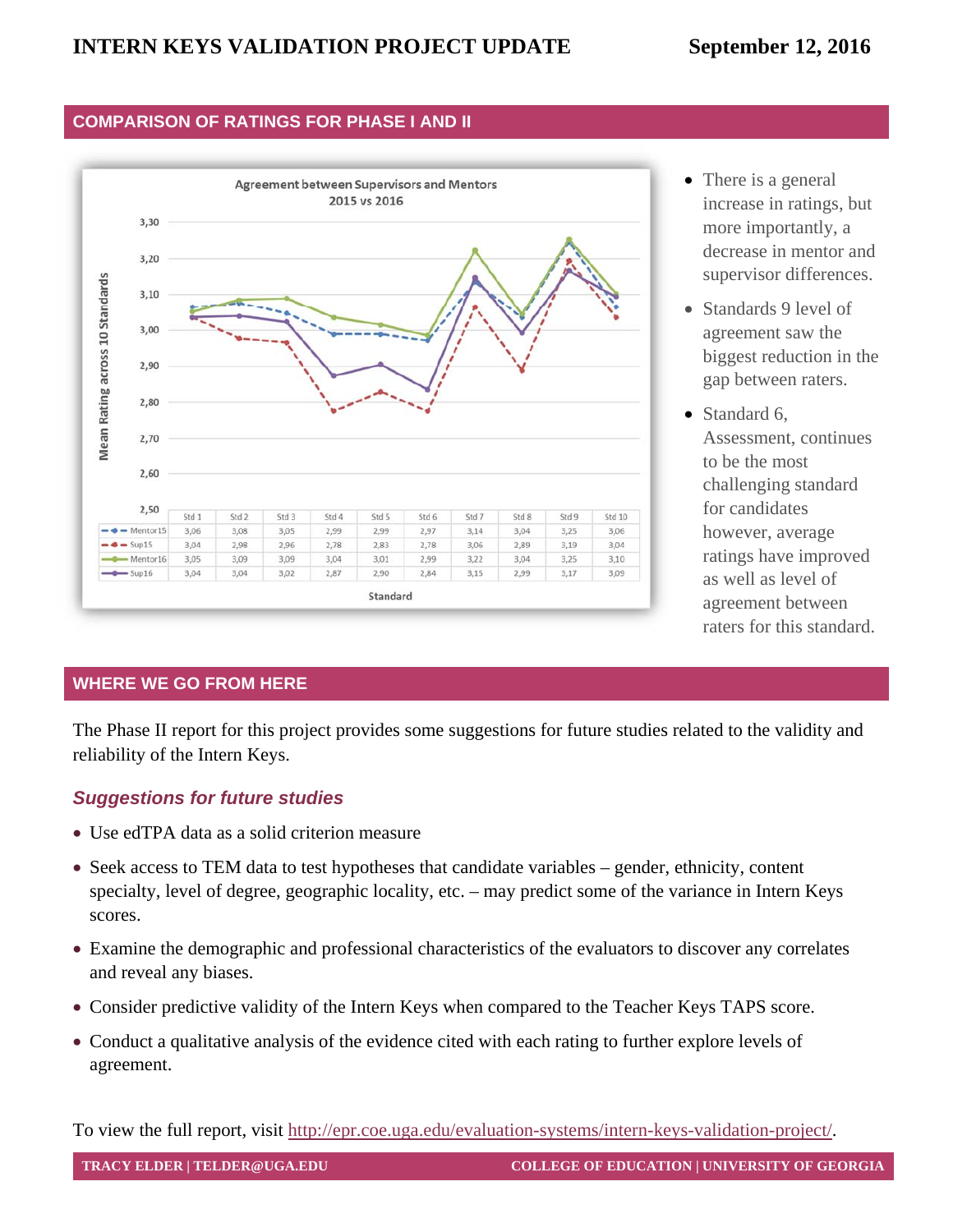## COMPARISON OF RATINGS FOR PHASE I AND II

Agreement between Supervisors and Mentors
2015 vs 2016

Mean Rating across 10 Standards

3,30
3,20
3,10
3,00
2,90
2,80
2,70
2,60
2,50

Std 1 Std 2 Std 3 Std 4 Std 5 Std 6 Std 7 Std 8 Std 9 Std 10

Mentor15 3,06 3,08 3,05 2,99 2,99 2,97 3,14 3,04 3,25 3,06

Sup15 3,04 2,98 2,96 2,78 2,83 2,78 3,06 2,89 3,19 3,04

Mentor16 3,05 3,09 3,09 3,04 3,01 2,99 3,22 3,04 3,25 3,10

Sup16 3,04 3,04 3,02 2,87 2,90 2,84 3,15 2,99 3,17 3,09

Standard

- There is a general increase in ratings, but more importantly, a decrease in mentor and supervisor differences.
- Standards 9 level of agreement saw the biggest reduction in the gap between raters.
- Standard 6, Assessment, continues to be the most challenging standard for candidates however, average ratings have improved as well as level of agreement between raters for this standard.

## WHERE WE GO FROM HERE

The Phase II report for this project provides some suggestions for future studies related to the validity and reliability of the Intern Keys.

### *Suggestions for future studies*

- Use edTPA data as a solid criterion measure
- Seek access to TEM data to test hypotheses that candidate variables – gender, ethnicity, content specialty, level of degree, geographic locality, etc. – may predict some of the variance in Intern Keys scores.
- Examine the demographic and professional characteristics of the evaluators to discover any correlates and reveal any biases.
- Consider predictive validity of the Intern Keys when compared to the Teacher Keys TAPS score.
- Conduct a qualitative analysis of the evidence cited with each rating to further explore levels of agreement.

To view the full report, visit http://epr.coe.uga.edu/evaluation-systems/intern-keys-validation-project/.